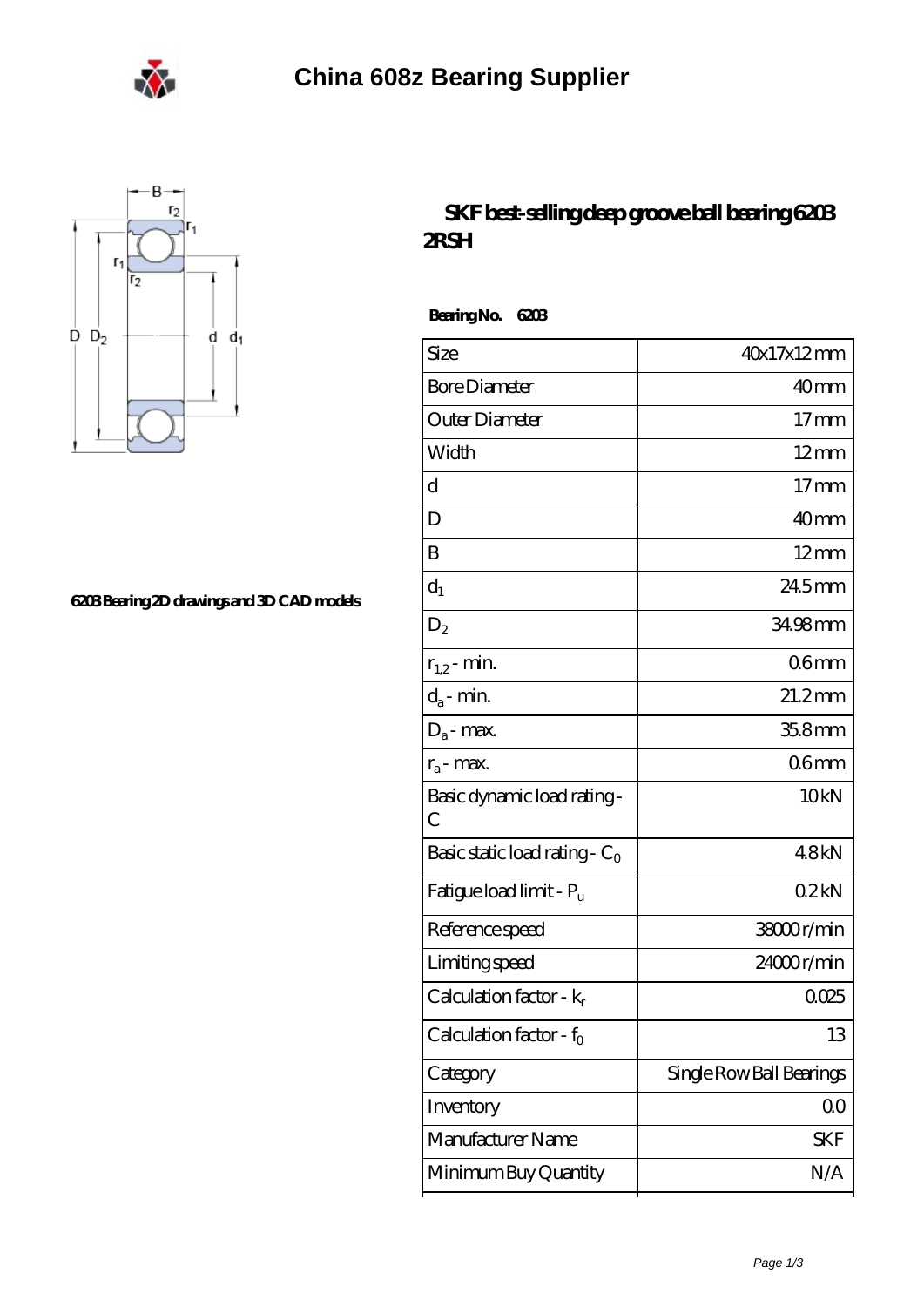# China 608z Bearing Supplier

6203 Bearing 2D drawings and 3D CAD models

## SKF best-selling deep groove ball bearing 6203 2RSH

**Bearing No. 6203**

| Size | 40x17x12 mm |
|---|---|
| Bore Diameter | 40 mm |
| Outer Diameter | 17 mm |
| Width | 12 mm |
| d | 17 mm |
| D | 40 mm |
| B | 12 mm |
| $d_1$ | 24.5 mm |
| $D_2$ | 34.98 mm |
| $r_{1,2}$ - min. | 0.6 mm |
| $d_a$ - min. | 21.2 mm |
| $D_a$ - max. | 35.8 mm |
| $r_a$ - max. | 0.6 mm |
| Basic dynamic load rating - C | 10 kN |
| Basic static load rating - $C_0$ | 4.8 kN |
| Fatigue load limit - $P_u$ | 0.2 kN |
| Reference speed | 38000 r/min |
| Limiting speed | 24000 r/min |
| Calculation factor - $k_r$ | 0.025 |
| Calculation factor - $f_0$ | 13 |
| Category | Single Row Ball Bearings |
| Inventory | 0.0 |
| Manufacturer Name | SKF |
| Minimum Buy Quantity | N/A |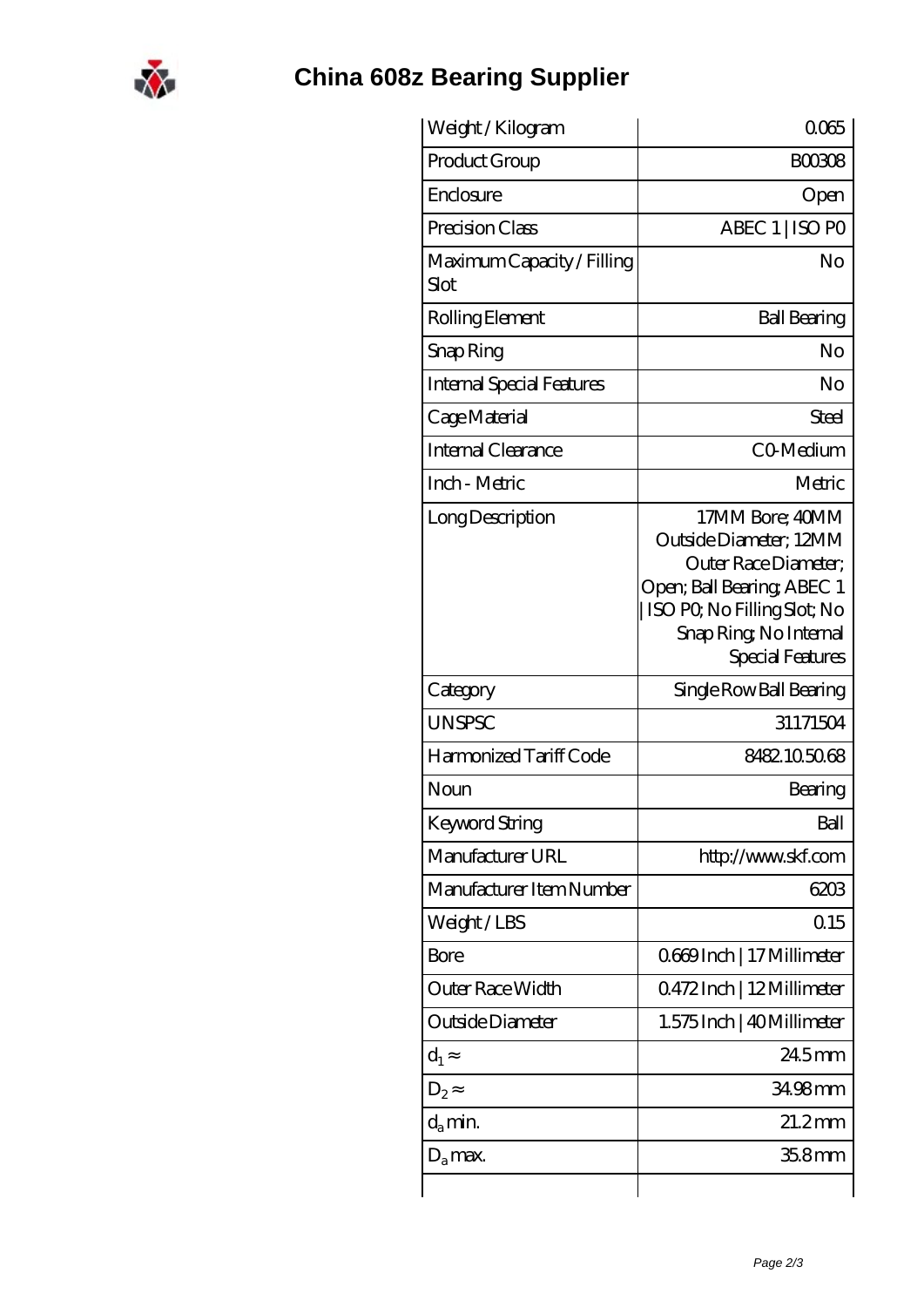# China 608z Bearing Supplier

| Weight / Kilogram | 0.065 |
| --- | --- |
| Product Group | B00308 |
| Enclosure | Open |
| Precision Class | ABEC 1 \| ISO P0 |
| Maximum Capacity / Filling Slot | No |
| Rolling Element | Ball Bearing |
| Snap Ring | No |
| Internal Special Features | No |
| Cage Material | Steel |
| Internal Clearance | C0-Medium |
| Inch - Metric | Metric |
| Long Description | 17MM Bore; 40MM Outside Diameter; 12MM Outer Race Diameter; Open; Ball Bearing; ABEC 1 \| ISO P0; No Filling Slot; No Snap Ring; No Internal Special Features |
| Category | Single Row Ball Bearing |
| UNSPSC | 31171504 |
| Harmonized Tariff Code | 8482.10.50.68 |
| Noun | Bearing |
| Keyword String | Ball |
| Manufacturer URL | http://www.skf.com |
| Manufacturer Item Number | 6203 |
| Weight / LBS | 0.15 |
| Bore | 0.669 Inch \| 17 Millimeter |
| Outer Race Width | 0.472 Inch \| 12 Millimeter |
| Outside Diameter | 1.575 Inch \| 40 Millimeter |
| $d_1 \approx$ | 24.5 mm |
| $D_2 \approx$ | 34.98 mm |
| $d_a$ min. | 21.2 mm |
| $D_a$ max. | 35.8 mm |
| | |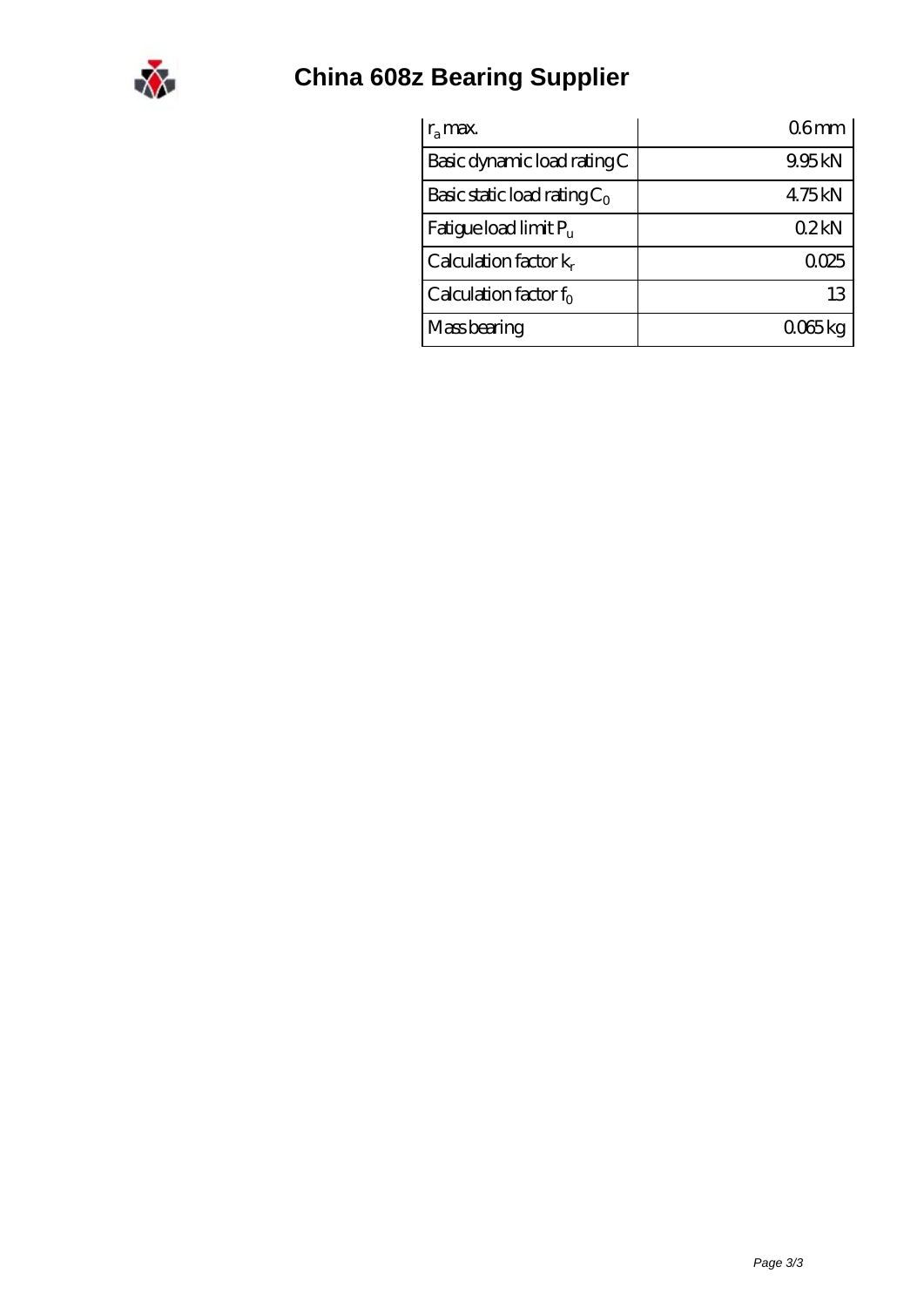# China 608z Bearing Supplier

| | |
|---|---|
| $r_a$ max. | 0.6 mm |
| Basic dynamic load rating C | 9.95 kN |
| Basic static load rating $C_0$ | 4.75 kN |
| Fatigue load limit $P_u$ | 0.2 kN |
| Calculation factor $k_r$ | 0.025 |
| Calculation factor $f_0$ | 13 |
| Mass bearing | 0.065 kg |